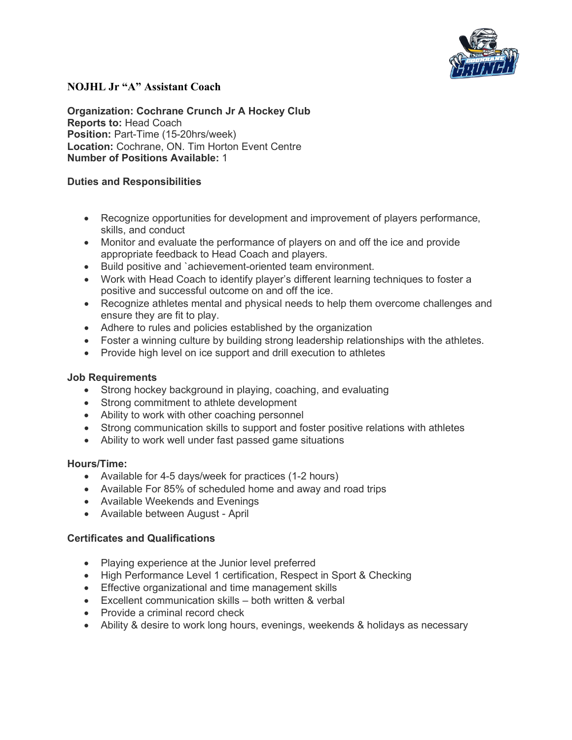# NOJHL Jr "A" Assistant Coach

**Organization: Cochrane Crunch Jr A Hockey Club**
**Reports to:** Head Coach
**Position:** Part-Time (15-20hrs/week)
**Location:** Cochrane, ON. Tim Horton Event Centre
**Number of Positions Available:** 1

## Duties and Responsibilities

- Recognize opportunities for development and improvement of players performance, skills, and conduct
- Monitor and evaluate the performance of players on and off the ice and provide appropriate feedback to Head Coach and players.
- Build positive and `achievement-oriented team environment.
- Work with Head Coach to identify player's different learning techniques to foster a positive and successful outcome on and off the ice.
- Recognize athletes mental and physical needs to help them overcome challenges and ensure they are fit to play.
- Adhere to rules and policies established by the organization
- Foster a winning culture by building strong leadership relationships with the athletes.
- Provide high level on ice support and drill execution to athletes

## Job Requirements

- Strong hockey background in playing, coaching, and evaluating
- Strong commitment to athlete development
- Ability to work with other coaching personnel
- Strong communication skills to support and foster positive relations with athletes
- Ability to work well under fast passed game situations

## Hours/Time:

- Available for 4-5 days/week for practices (1-2 hours)
- Available For 85% of scheduled home and away and road trips
- Available Weekends and Evenings
- Available between August - April

## Certificates and Qualifications

- Playing experience at the Junior level preferred
- High Performance Level 1 certification, Respect in Sport & Checking
- Effective organizational and time management skills
- Excellent communication skills – both written & verbal
- Provide a criminal record check
- Ability & desire to work long hours, evenings, weekends & holidays as necessary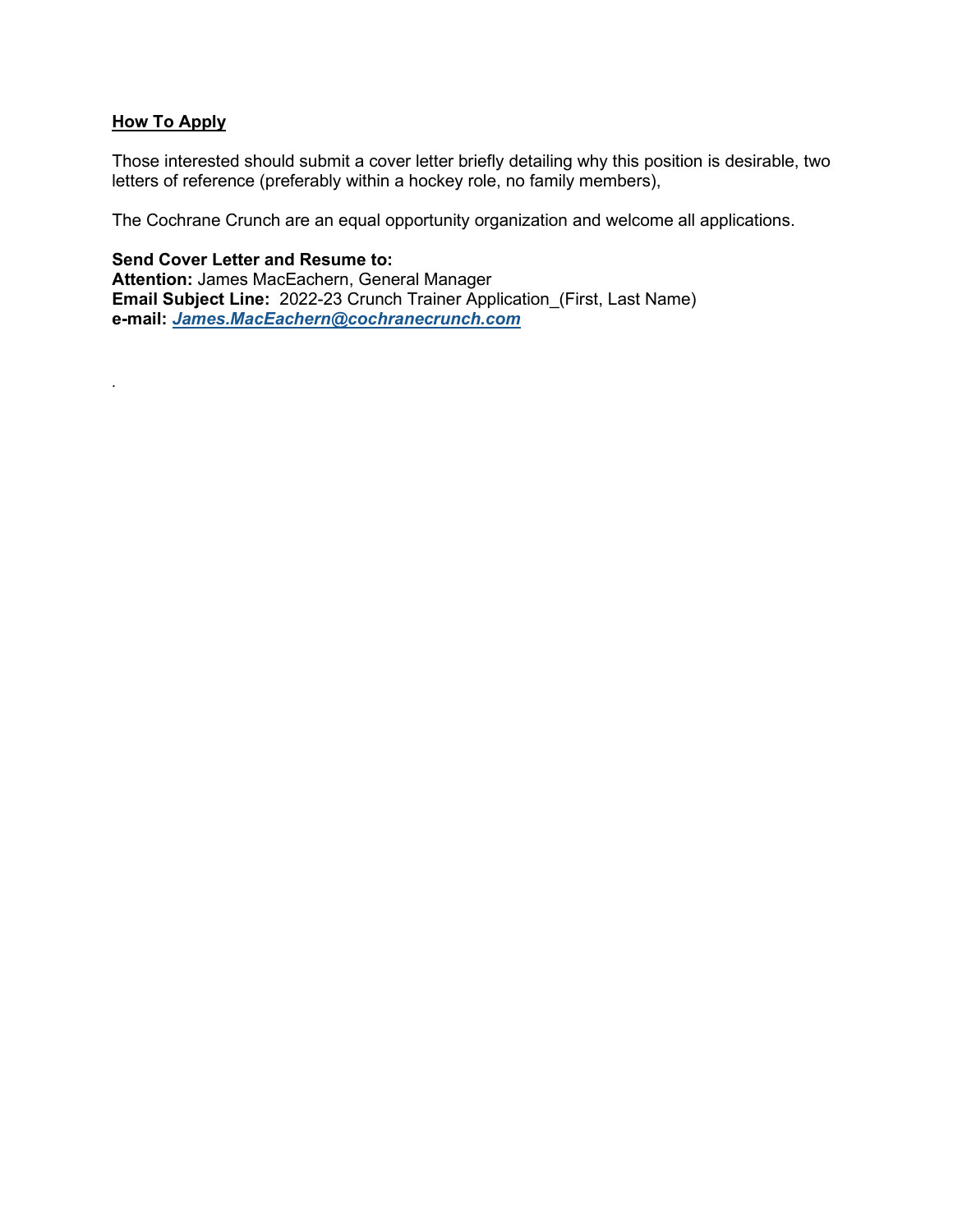## How To Apply

Those interested should submit a cover letter briefly detailing why this position is desirable, two letters of reference (preferably within a hockey role, no family members),

The Cochrane Crunch are an equal opportunity organization and welcome all applications.

**Send Cover Letter and Resume to:**
**Attention:** James MacEachern, General Manager
**Email Subject Line:** 2022-23 Crunch Trainer Application_(First, Last Name)
**e-mail:** ***James.MacEachern@cochranecrunch.com***

.